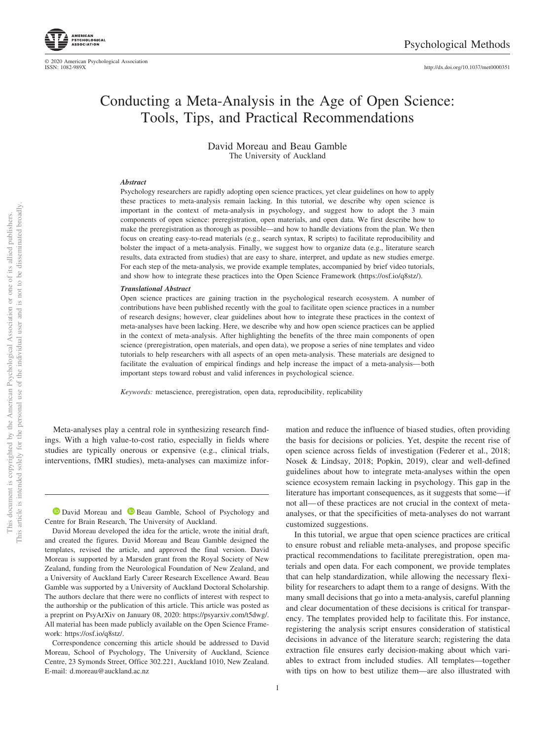# Conducting a Meta-Analysis in the Age of Open Science: Tools, Tips, and Practical Recommendations

David Moreau and Beau Gamble
The University of Auckland

### *Abstract*

Psychology researchers are rapidly adopting open science practices, yet clear guidelines on how to apply these practices to meta-analysis remain lacking. In this tutorial, we describe why open science is important in the context of meta-analysis in psychology, and suggest how to adopt the 3 main components of open science: preregistration, open materials, and open data. We first describe how to make the preregistration as thorough as possible—and how to handle deviations from the plan. We then focus on creating easy-to-read materials (e.g., search syntax, R scripts) to facilitate reproducibility and bolster the impact of a meta-analysis. Finally, we suggest how to organize data (e.g., literature search results, data extracted from studies) that are easy to share, interpret, and update as new studies emerge. For each step of the meta-analysis, we provide example templates, accompanied by brief video tutorials, and show how to integrate these practices into the Open Science Framework (https://osf.io/q8stz/).

### *Translational Abstract*

Open science practices are gaining traction in the psychological research ecosystem. A number of contributions have been published recently with the goal to facilitate open science practices in a number of research designs; however, clear guidelines about how to integrate these practices in the context of meta-analyses have been lacking. Here, we describe why and how open science practices can be applied in the context of meta-analysis. After highlighting the benefits of the three main components of open science (preregistration, open materials, and open data), we propose a series of nine templates and video tutorials to help researchers with all aspects of an open meta-analysis. These materials are designed to facilitate the evaluation of empirical findings and help increase the impact of a meta-analysis—both important steps toward robust and valid inferences in psychological science.

*Keywords:* metascience, preregistration, open data, reproducibility, replicability

Meta-analyses play a central role in synthesizing research findings. With a high value-to-cost ratio, especially in fields where studies are typically onerous or expensive (e.g., clinical trials, interventions, fMRI studies), meta-analyses can maximize information and reduce the influence of biased studies, often providing the basis for decisions or policies. Yet, despite the recent rise of open science across fields of investigation (Federer et al., 2018; Nosek & Lindsay, 2018; Popkin, 2019), clear and well-defined guidelines about how to integrate meta-analyses within the open science ecosystem remain lacking in psychology. This gap in the literature has important consequences, as it suggests that some—if not all—of these practices are not crucial in the context of meta-analyses, or that the specificities of meta-analyses do not warrant customized suggestions.

In this tutorial, we argue that open science practices are critical to ensure robust and reliable meta-analyses, and propose specific practical recommendations to facilitate preregistration, open materials and open data. For each component, we provide templates that can help standardization, while allowing the necessary flexibility for researchers to adapt them to a range of designs. With the many small decisions that go into a meta-analysis, careful planning and clear documentation of these decisions is critical for transparency. The templates provided help to facilitate this. For instance, registering the analysis script ensures consideration of statistical decisions in advance of the literature search; registering the data extraction file ensures early decision-making about which variables to extract from included studies. All templates—together with tips on how to best utilize them—are also illustrated with

---

David Moreau and Beau Gamble, School of Psychology and Centre for Brain Research, The University of Auckland.

David Moreau developed the idea for the article, wrote the initial draft, and created the figures. David Moreau and Beau Gamble designed the templates, revised the article, and approved the final version. David Moreau is supported by a Marsden grant from the Royal Society of New Zealand, funding from the Neurological Foundation of New Zealand, and a University of Auckland Early Career Research Excellence Award. Beau Gamble was supported by a University of Auckland Doctoral Scholarship. The authors declare that there were no conflicts of interest with respect to the authorship or the publication of this article. This article was posted as a preprint on PsyArXiv on January 08, 2020: https://psyarxiv.com/t5dwg/. All material has been made publicly available on the Open Science Framework: https://osf.io/q8stz/.

Correspondence concerning this article should be addressed to David Moreau, School of Psychology, The University of Auckland, Science Centre, 23 Symonds Street, Office 302.221, Auckland 1010, New Zealand. E-mail: d.moreau@auckland.ac.nz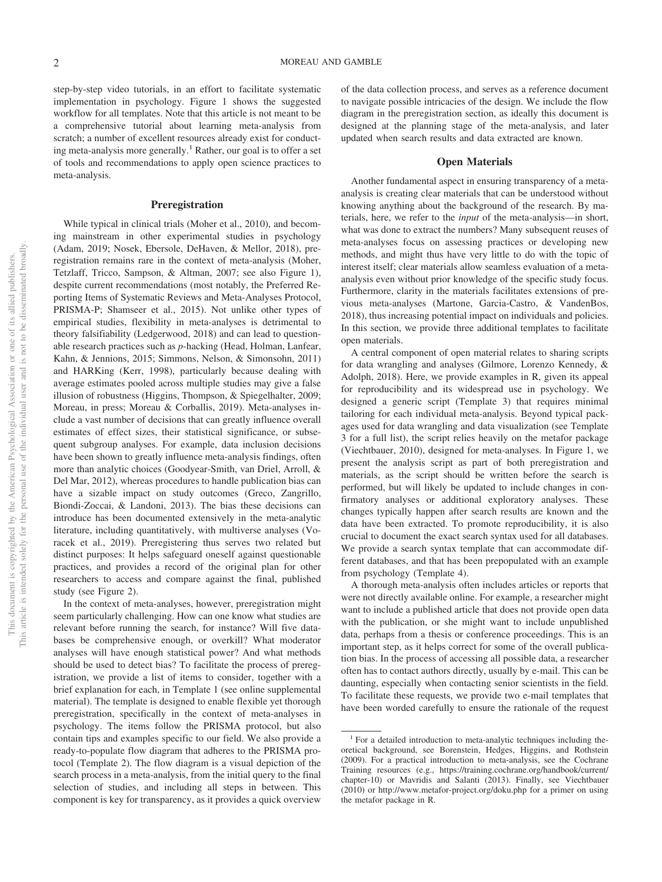step-by-step video tutorials, in an effort to facilitate systematic implementation in psychology. Figure 1 shows the suggested workflow for all templates. Note that this article is not meant to be a comprehensive tutorial about learning meta-analysis from scratch; a number of excellent resources already exist for conducting meta-analysis more generally.[1] Rather, our goal is to offer a set of tools and recommendations to apply open science practices to meta-analysis.

## Preregistration

While typical in clinical trials (Moher et al., 2010), and becoming mainstream in other experimental studies in psychology (Adam, 2019; Nosek, Ebersole, DeHaven, & Mellor, 2018), preregistration remains rare in the context of meta-analysis (Moher, Tetzlaff, Tricco, Sampson, & Altman, 2007; see also Figure 1), despite current recommendations (most notably, the Preferred Reporting Items of Systematic Reviews and Meta-Analyses Protocol, PRISMA-P; Shamseer et al., 2015). Not unlike other types of empirical studies, flexibility in meta-analyses is detrimental to theory falsifiability (Ledgerwood, 2018) and can lead to questionable research practices such as *p*-hacking (Head, Holman, Lanfear, Kahn, & Jennions, 2015; Simmons, Nelson, & Simonsohn, 2011) and HARKing (Kerr, 1998), particularly because dealing with average estimates pooled across multiple studies may give a false illusion of robustness (Higgins, Thompson, & Spiegelhalter, 2009; Moreau, in press; Moreau & Corballis, 2019). Meta-analyses include a vast number of decisions that can greatly influence overall estimates of effect sizes, their statistical significance, or subsequent subgroup analyses. For example, data inclusion decisions have been shown to greatly influence meta-analysis findings, often more than analytic choices (Goodyear-Smith, van Driel, Arroll, & Del Mar, 2012), whereas procedures to handle publication bias can have a sizable impact on study outcomes (Greco, Zangrillo, Biondi-Zoccai, & Landoni, 2013). The bias these decisions can introduce has been documented extensively in the meta-analytic literature, including quantitatively, with multiverse analyses (Voracek et al., 2019). Preregistering thus serves two related but distinct purposes: It helps safeguard oneself against questionable practices, and provides a record of the original plan for other researchers to access and compare against the final, published study (see Figure 2).

In the context of meta-analyses, however, preregistration might seem particularly challenging. How can one know what studies are relevant before running the search, for instance? Will five databases be comprehensive enough, or overkill? What moderator analyses will have enough statistical power? And what methods should be used to detect bias? To facilitate the process of preregistration, we provide a list of items to consider, together with a brief explanation for each, in Template 1 (see online supplemental material). The template is designed to enable flexible yet thorough preregistration, specifically in the context of meta-analyses in psychology. The items follow the PRISMA protocol, but also contain tips and examples specific to our field. We also provide a ready-to-populate flow diagram that adheres to the PRISMA protocol (Template 2). The flow diagram is a visual depiction of the search process in a meta-analysis, from the initial query to the final selection of studies, and including all steps in between. This component is key for transparency, as it provides a quick overview of the data collection process, and serves as a reference document to navigate possible intricacies of the design. We include the flow diagram in the preregistration section, as ideally this document is designed at the planning stage of the meta-analysis, and later updated when search results and data extracted are known.

## Open Materials

Another fundamental aspect in ensuring transparency of a meta-analysis is creating clear materials that can be understood without knowing anything about the background of the research. By materials, here, we refer to the *input* of the meta-analysis—in short, what was done to extract the numbers? Many subsequent reuses of meta-analyses focus on assessing practices or developing new methods, and might thus have very little to do with the topic of interest itself; clear materials allow seamless evaluation of a meta-analysis even without prior knowledge of the specific study focus. Furthermore, clarity in the materials facilitates extensions of previous meta-analyses (Martone, Garcia-Castro, & VandenBos, 2018), thus increasing potential impact on individuals and policies. In this section, we provide three additional templates to facilitate open materials.

A central component of open material relates to sharing scripts for data wrangling and analyses (Gilmore, Lorenzo Kennedy, & Adolph, 2018). Here, we provide examples in R, given its appeal for reproducibility and its widespread use in psychology. We designed a generic script (Template 3) that requires minimal tailoring for each individual meta-analysis. Beyond typical packages used for data wrangling and data visualization (see Template 3 for a full list), the script relies heavily on the metafor package (Viechtbauer, 2010), designed for meta-analyses. In Figure 1, we present the analysis script as part of both preregistration and materials, as the script should be written before the search is performed, but will likely be updated to include changes in confirmatory analyses or additional exploratory analyses. These changes typically happen after search results are known and the data have been extracted. To promote reproducibility, it is also crucial to document the exact search syntax used for all databases. We provide a search syntax template that can accommodate different databases, and that has been prepopulated with an example from psychology (Template 4).

A thorough meta-analysis often includes articles or reports that were not directly available online. For example, a researcher might want to include a published article that does not provide open data with the publication, or she might want to include unpublished data, perhaps from a thesis or conference proceedings. This is an important step, as it helps correct for some of the overall publication bias. In the process of accessing all possible data, a researcher often has to contact authors directly, usually by e-mail. This can be daunting, especially when contacting senior scientists in the field. To facilitate these requests, we provide two e-mail templates that have been worded carefully to ensure the rationale of the request

[1] For a detailed introduction to meta-analytic techniques including theoretical background, see Borenstein, Hedges, Higgins, and Rothstein (2009). For a practical introduction to meta-analysis, see the Cochrane Training resources (e.g., https://training.cochrane.org/handbook/current/chapter-10) or Mavridis and Salanti (2013). Finally, see Viechtbauer (2010) or http://www.metafor-project.org/doku.php for a primer on using the metafor package in R.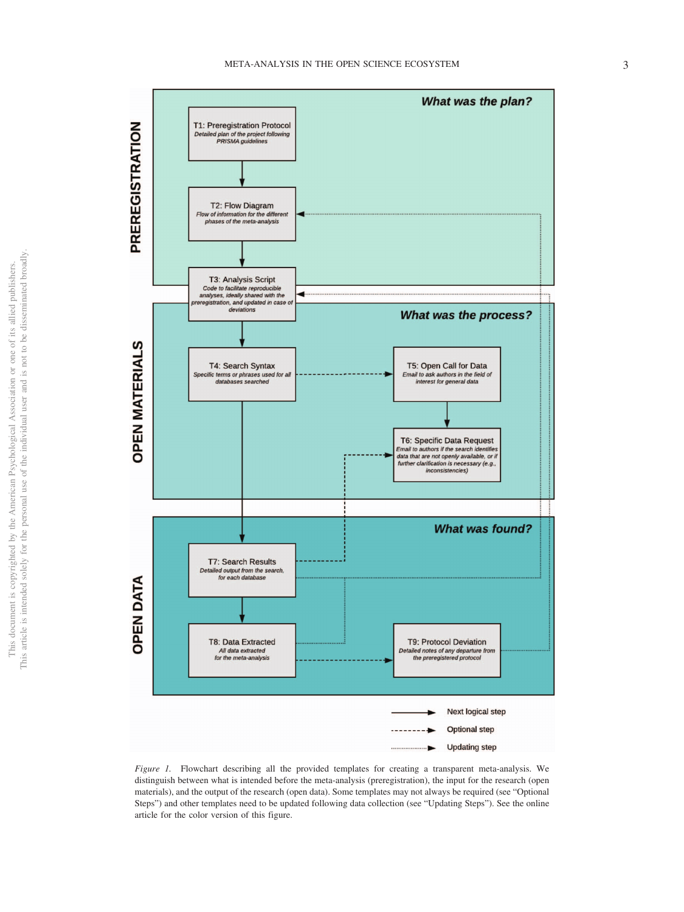*Figure 1.* Flowchart describing all the provided templates for creating a transparent meta-analysis. We distinguish between what is intended before the meta-analysis (preregistration), the input for the research (open materials), and the output of the research (open data). Some templates may not always be required (see "Optional Steps") and other templates need to be updated following data collection (see "Updating Steps"). See the online article for the color version of this figure.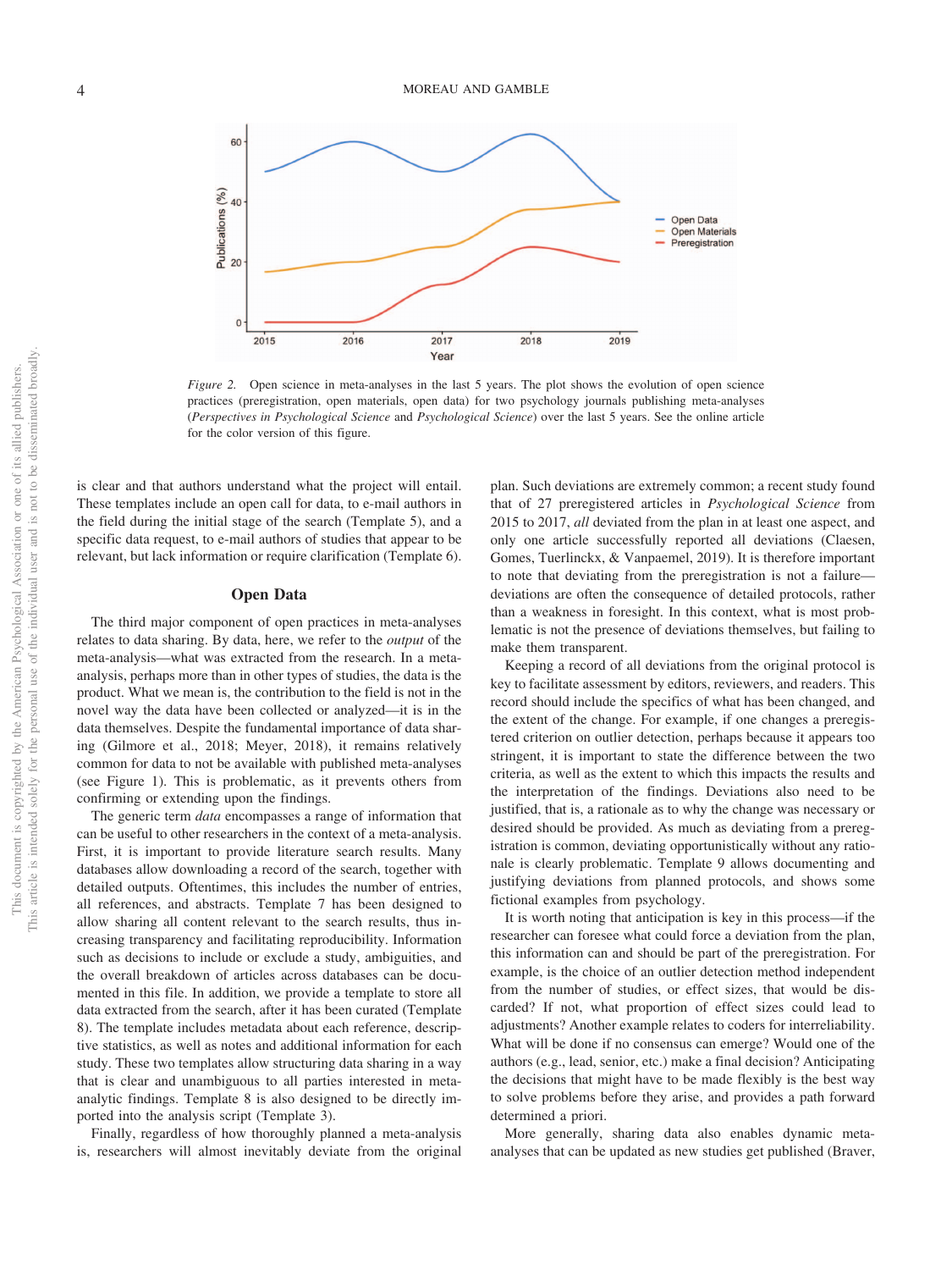*Figure 2.* Open science in meta-analyses in the last 5 years. The plot shows the evolution of open science practices (preregistration, open materials, open data) for two psychology journals publishing meta-analyses (*Perspectives in Psychological Science* and *Psychological Science*) over the last 5 years. See the online article for the color version of this figure.

is clear and that authors understand what the project will entail. These templates include an open call for data, to e-mail authors in the field during the initial stage of the search (Template 5), and a specific data request, to e-mail authors of studies that appear to be relevant, but lack information or require clarification (Template 6).

## Open Data

The third major component of open practices in meta-analyses relates to data sharing. By data, here, we refer to the *output* of the meta-analysis—what was extracted from the research. In a meta-analysis, perhaps more than in other types of studies, the data is the product. What we mean is, the contribution to the field is not in the novel way the data have been collected or analyzed—it is in the data themselves. Despite the fundamental importance of data sharing (Gilmore et al., 2018; Meyer, 2018), it remains relatively common for data to not be available with published meta-analyses (see Figure 1). This is problematic, as it prevents others from confirming or extending upon the findings.

The generic term *data* encompasses a range of information that can be useful to other researchers in the context of a meta-analysis. First, it is important to provide literature search results. Many databases allow downloading a record of the search, together with detailed outputs. Oftentimes, this includes the number of entries, all references, and abstracts. Template 7 has been designed to allow sharing all content relevant to the search results, thus increasing transparency and facilitating reproducibility. Information such as decisions to include or exclude a study, ambiguities, and the overall breakdown of articles across databases can be documented in this file. In addition, we provide a template to store all data extracted from the search, after it has been curated (Template 8). The template includes metadata about each reference, descriptive statistics, as well as notes and additional information for each study. These two templates allow structuring data sharing in a way that is clear and unambiguous to all parties interested in meta-analytic findings. Template 8 is also designed to be directly imported into the analysis script (Template 3).

Finally, regardless of how thoroughly planned a meta-analysis is, researchers will almost inevitably deviate from the original plan. Such deviations are extremely common; a recent study found that of 27 preregistered articles in *Psychological Science* from 2015 to 2017, *all* deviated from the plan in at least one aspect, and only one article successfully reported all deviations (Claesen, Gomes, Tuerlinckx, & Vanpaemel, 2019). It is therefore important to note that deviating from the preregistration is not a failure—deviations are often the consequence of detailed protocols, rather than a weakness in foresight. In this context, what is most problematic is not the presence of deviations themselves, but failing to make them transparent.

Keeping a record of all deviations from the original protocol is key to facilitate assessment by editors, reviewers, and readers. This record should include the specifics of what has been changed, and the extent of the change. For example, if one changes a preregistered criterion on outlier detection, perhaps because it appears too stringent, it is important to state the difference between the two criteria, as well as the extent to which this impacts the results and the interpretation of the findings. Deviations also need to be justified, that is, a rationale as to why the change was necessary or desired should be provided. As much as deviating from a preregistration is common, deviating opportunistically without any rationale is clearly problematic. Template 9 allows documenting and justifying deviations from planned protocols, and shows some fictional examples from psychology.

It is worth noting that anticipation is key in this process—if the researcher can foresee what could force a deviation from the plan, this information can and should be part of the preregistration. For example, is the choice of an outlier detection method independent from the number of studies, or effect sizes, that would be discarded? If not, what proportion of effect sizes could lead to adjustments? Another example relates to coders for interreliability. What will be done if no consensus can emerge? Would one of the authors (e.g., lead, senior, etc.) make a final decision? Anticipating the decisions that might have to be made flexibly is the best way to solve problems before they arise, and provides a path forward determined a priori.

More generally, sharing data also enables dynamic meta-analyses that can be updated as new studies get published (Braver,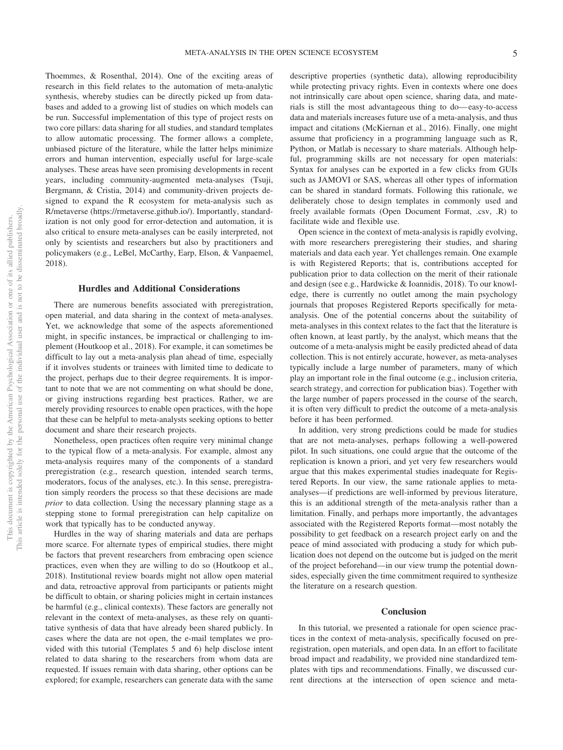Thoemmes, & Rosenthal, 2014). One of the exciting areas of research in this field relates to the automation of meta-analytic synthesis, whereby studies can be directly picked up from databases and added to a growing list of studies on which models can be run. Successful implementation of this type of project rests on two core pillars: data sharing for all studies, and standard templates to allow automatic processing. The former allows a complete, unbiased picture of the literature, while the latter helps minimize errors and human intervention, especially useful for large-scale analyses. These areas have seen promising developments in recent years, including community-augmented meta-analyses (Tsuji, Bergmann, & Cristia, 2014) and community-driven projects designed to expand the R ecosystem for meta-analysis such as R/metaverse (https://rmetaverse.github.io/). Importantly, standardization is not only good for error-detection and automation, it is also critical to ensure meta-analyses can be easily interpreted, not only by scientists and researchers but also by practitioners and policymakers (e.g., LeBel, McCarthy, Earp, Elson, & Vanpaemel, 2018).

## Hurdles and Additional Considerations

There are numerous benefits associated with preregistration, open material, and data sharing in the context of meta-analyses. Yet, we acknowledge that some of the aspects aforementioned might, in specific instances, be impractical or challenging to implement (Houtkoop et al., 2018). For example, it can sometimes be difficult to lay out a meta-analysis plan ahead of time, especially if it involves students or trainees with limited time to dedicate to the project, perhaps due to their degree requirements. It is important to note that we are not commenting on what should be done, or giving instructions regarding best practices. Rather, we are merely providing resources to enable open practices, with the hope that these can be helpful to meta-analysts seeking options to better document and share their research projects.

Nonetheless, open practices often require very minimal change to the typical flow of a meta-analysis. For example, almost any meta-analysis requires many of the components of a standard preregistration (e.g., research question, intended search terms, moderators, focus of the analyses, etc.). In this sense, preregistration simply reorders the process so that these decisions are made *prior* to data collection. Using the necessary planning stage as a stepping stone to formal preregistration can help capitalize on work that typically has to be conducted anyway.

Hurdles in the way of sharing materials and data are perhaps more scarce. For alternate types of empirical studies, there might be factors that prevent researchers from embracing open science practices, even when they are willing to do so (Houtkoop et al., 2018). Institutional review boards might not allow open material and data, retroactive approval from participants or patients might be difficult to obtain, or sharing policies might in certain instances be harmful (e.g., clinical contexts). These factors are generally not relevant in the context of meta-analyses, as these rely on quantitative synthesis of data that have already been shared publicly. In cases where the data are not open, the e-mail templates we provided with this tutorial (Templates 5 and 6) help disclose intent related to data sharing to the researchers from whom data are requested. If issues remain with data sharing, other options can be explored; for example, researchers can generate data with the same descriptive properties (synthetic data), allowing reproducibility while protecting privacy rights. Even in contexts where one does not intrinsically care about open science, sharing data, and materials is still the most advantageous thing to do—easy-to-access data and materials increases future use of a meta-analysis, and thus impact and citations (McKiernan et al., 2016). Finally, one might assume that proficiency in a programming language such as R, Python, or Matlab is necessary to share materials. Although helpful, programming skills are not necessary for open materials: Syntax for analyses can be exported in a few clicks from GUIs such as JAMOVI or SAS, whereas all other types of information can be shared in standard formats. Following this rationale, we deliberately chose to design templates in commonly used and freely available formats (Open Document Format, .csv, .R) to facilitate wide and flexible use.

Open science in the context of meta-analysis is rapidly evolving, with more researchers preregistering their studies, and sharing materials and data each year. Yet challenges remain. One example is with Registered Reports; that is, contributions accepted for publication prior to data collection on the merit of their rationale and design (see e.g., Hardwicke & Ioannidis, 2018). To our knowledge, there is currently no outlet among the main psychology journals that proposes Registered Reports specifically for meta-analysis. One of the potential concerns about the suitability of meta-analyses in this context relates to the fact that the literature is often known, at least partly, by the analyst, which means that the outcome of a meta-analysis might be easily predicted ahead of data collection. This is not entirely accurate, however, as meta-analyses typically include a large number of parameters, many of which play an important role in the final outcome (e.g., inclusion criteria, search strategy, and correction for publication bias). Together with the large number of papers processed in the course of the search, it is often very difficult to predict the outcome of a meta-analysis before it has been performed.

In addition, very strong predictions could be made for studies that are not meta-analyses, perhaps following a well-powered pilot. In such situations, one could argue that the outcome of the replication is known a priori, and yet very few researchers would argue that this makes experimental studies inadequate for Registered Reports. In our view, the same rationale applies to meta-analyses—if predictions are well-informed by previous literature, this is an additional strength of the meta-analysis rather than a limitation. Finally, and perhaps more importantly, the advantages associated with the Registered Reports format—most notably the possibility to get feedback on a research project early on and the peace of mind associated with producing a study for which publication does not depend on the outcome but is judged on the merit of the project beforehand—in our view trump the potential downsides, especially given the time commitment required to synthesize the literature on a research question.

## Conclusion

In this tutorial, we presented a rationale for open science practices in the context of meta-analysis, specifically focused on preregistration, open materials, and open data. In an effort to facilitate broad impact and readability, we provided nine standardized templates with tips and recommendations. Finally, we discussed current directions at the intersection of open science and meta-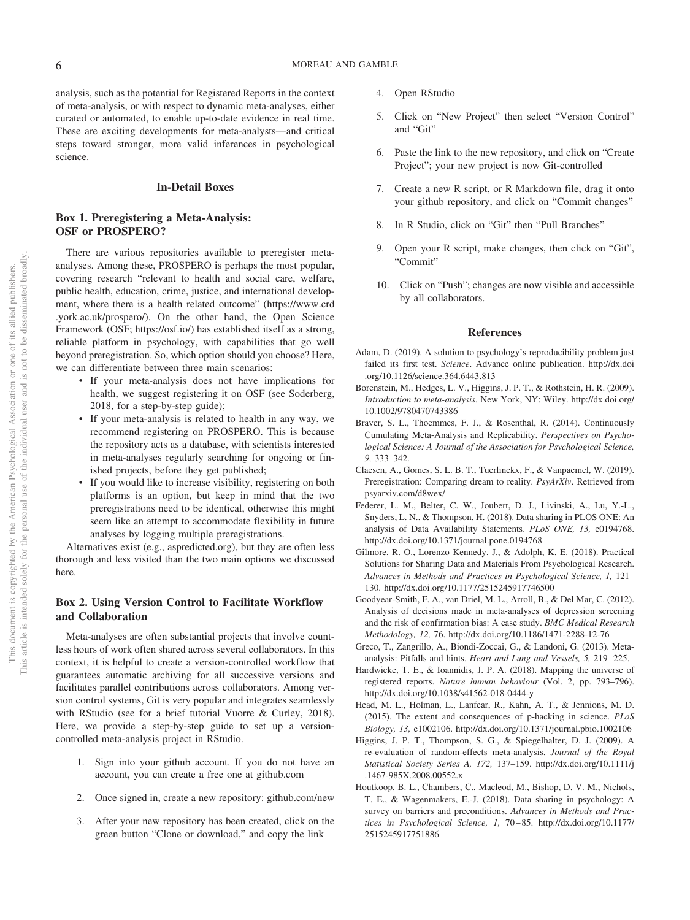analysis, such as the potential for Registered Reports in the context of meta-analysis, or with respect to dynamic meta-analyses, either curated or automated, to enable up-to-date evidence in real time. These are exciting developments for meta-analysts—and critical steps toward stronger, more valid inferences in psychological science.

## In-Detail Boxes

### Box 1. Preregistering a Meta-Analysis: OSF or PROSPERO?

There are various repositories available to preregister meta-analyses. Among these, PROSPERO is perhaps the most popular, covering research "relevant to health and social care, welfare, public health, education, crime, justice, and international development, where there is a health related outcome" (https://www.crd.york.ac.uk/prospero/). On the other hand, the Open Science Framework (OSF; https://osf.io/) has established itself as a strong, reliable platform in psychology, with capabilities that go well beyond preregistration. So, which option should you choose? Here, we can differentiate between three main scenarios:

- If your meta-analysis does not have implications for health, we suggest registering it on OSF (see Soderberg, 2018, for a step-by-step guide);
- If your meta-analysis is related to health in any way, we recommend registering on PROSPERO. This is because the repository acts as a database, with scientists interested in meta-analyses regularly searching for ongoing or finished projects, before they get published;
- If you would like to increase visibility, registering on both platforms is an option, but keep in mind that the two preregistrations need to be identical, otherwise this might seem like an attempt to accommodate flexibility in future analyses by logging multiple preregistrations.

Alternatives exist (e.g., aspredicted.org), but they are often less thorough and less visited than the two main options we discussed here.

### Box 2. Using Version Control to Facilitate Workflow and Collaboration

Meta-analyses are often substantial projects that involve countless hours of work often shared across several collaborators. In this context, it is helpful to create a version-controlled workflow that guarantees automatic archiving for all successive versions and facilitates parallel contributions across collaborators. Among version control systems, Git is very popular and integrates seamlessly with RStudio (see for a brief tutorial Vuorre & Curley, 2018). Here, we provide a step-by-step guide to set up a version-controlled meta-analysis project in RStudio.

1. Sign into your github account. If you do not have an account, you can create a free one at github.com
2. Once signed in, create a new repository: github.com/new
3. After your new repository has been created, click on the green button "Clone or download," and copy the link
4. Open RStudio
5. Click on "New Project" then select "Version Control" and "Git"
6. Paste the link to the new repository, and click on "Create Project"; your new project is now Git-controlled
7. Create a new R script, or R Markdown file, drag it onto your github repository, and click on "Commit changes"
8. In R Studio, click on "Git" then "Pull Branches"
9. Open your R script, make changes, then click on "Git", "Commit"
10. Click on "Push"; changes are now visible and accessible by all collaborators.

## References

Adam, D. (2019). A solution to psychology's reproducibility problem just failed its first test. *Science*. Advance online publication. http://dx.doi.org/10.1126/science.364.6443.813

Borenstein, M., Hedges, L. V., Higgins, J. P. T., & Rothstein, H. R. (2009). *Introduction to meta-analysis*. New York, NY: Wiley. http://dx.doi.org/10.1002/9780470743386

Braver, S. L., Thoemmes, F. J., & Rosenthal, R. (2014). Continuously Cumulating Meta-Analysis and Replicability. *Perspectives on Psychological Science: A Journal of the Association for Psychological Science, 9,* 333–342.

Claesen, A., Gomes, S. L. B. T., Tuerlinckx, F., & Vanpaemel, W. (2019). Preregistration: Comparing dream to reality. *PsyArXiv*. Retrieved from psyarxiv.com/d8wex/

Federer, L. M., Belter, C. W., Joubert, D. J., Livinski, A., Lu, Y.-L., Snyders, L. N., & Thompson, H. (2018). Data sharing in PLOS ONE: An analysis of Data Availability Statements. *PLoS ONE, 13,* e0194768. http://dx.doi.org/10.1371/journal.pone.0194768

Gilmore, R. O., Lorenzo Kennedy, J., & Adolph, K. E. (2018). Practical Solutions for Sharing Data and Materials From Psychological Research. *Advances in Methods and Practices in Psychological Science, 1,* 121–130. http://dx.doi.org/10.1177/2515245917746500

Goodyear-Smith, F. A., van Driel, M. L., Arroll, B., & Del Mar, C. (2012). Analysis of decisions made in meta-analyses of depression screening and the risk of confirmation bias: A case study. *BMC Medical Research Methodology, 12,* 76. http://dx.doi.org/10.1186/1471-2288-12-76

Greco, T., Zangrillo, A., Biondi-Zoccai, G., & Landoni, G. (2013). Meta-analysis: Pitfalls and hints. *Heart and Lung and Vessels, 5,* 219–225.

Hardwicke, T. E., & Ioannidis, J. P. A. (2018). Mapping the universe of registered reports. *Nature human behaviour* (Vol. 2, pp. 793–796). http://dx.doi.org/10.1038/s41562-018-0444-y

Head, M. L., Holman, L., Lanfear, R., Kahn, A. T., & Jennions, M. D. (2015). The extent and consequences of p-hacking in science. *PLoS Biology, 13,* e1002106. http://dx.doi.org/10.1371/journal.pbio.1002106

Higgins, J. P. T., Thompson, S. G., & Spiegelhalter, D. J. (2009). A re-evaluation of random-effects meta-analysis. *Journal of the Royal Statistical Society Series A, 172,* 137–159. http://dx.doi.org/10.1111/j.1467-985X.2008.00552.x

Houtkoop, B. L., Chambers, C., Macleod, M., Bishop, D. V. M., Nichols, T. E., & Wagenmakers, E.-J. (2018). Data sharing in psychology: A survey on barriers and preconditions. *Advances in Methods and Practices in Psychological Science, 1,* 70–85. http://dx.doi.org/10.1177/2515245917751886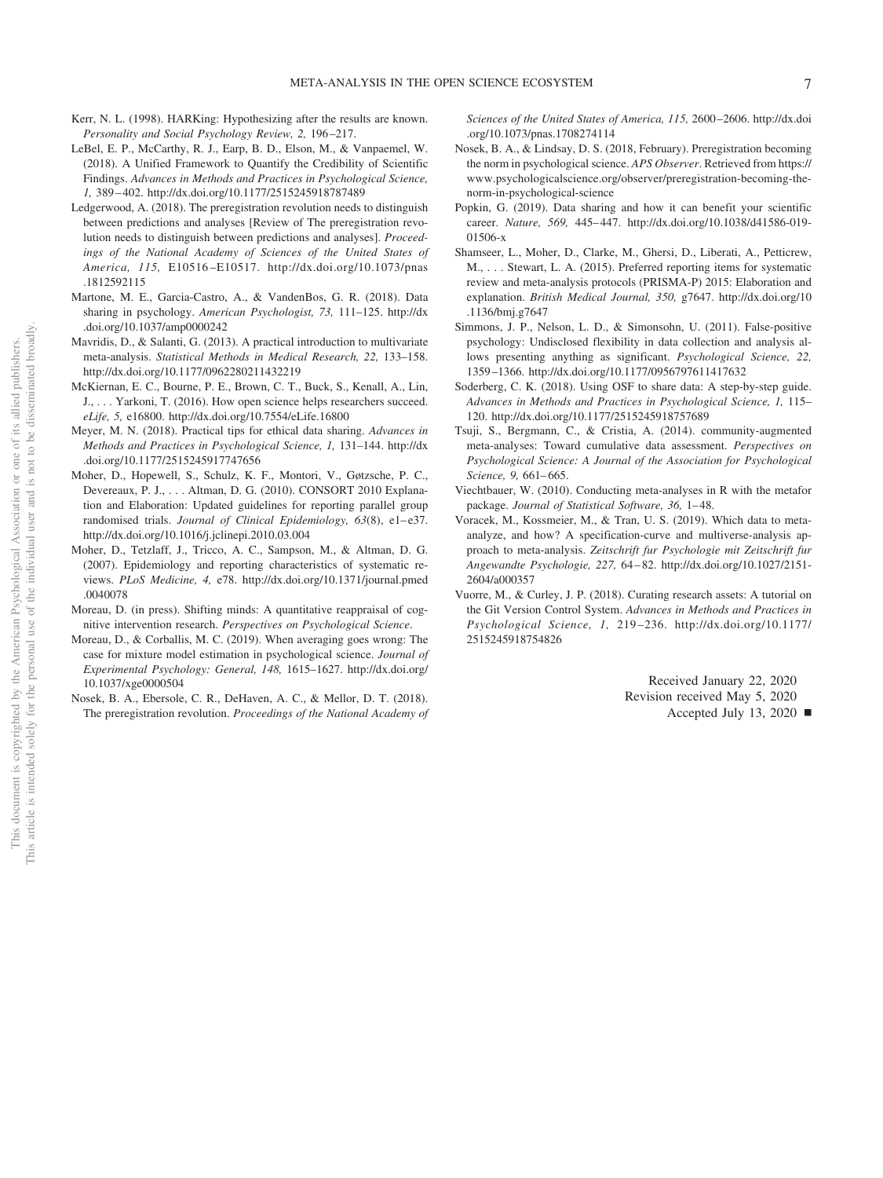Kerr, N. L. (1998). HARKing: Hypothesizing after the results are known. *Personality and Social Psychology Review, 2,* 196–217.

LeBel, E. P., McCarthy, R. J., Earp, B. D., Elson, M., & Vanpaemel, W. (2018). A Unified Framework to Quantify the Credibility of Scientific Findings. *Advances in Methods and Practices in Psychological Science, 1,* 389–402. http://dx.doi.org/10.1177/2515245918787489

Ledgerwood, A. (2018). The preregistration revolution needs to distinguish between predictions and analyses [Review of The preregistration revolution needs to distinguish between predictions and analyses]. *Proceedings of the National Academy of Sciences of the United States of America, 115,* E10516–E10517. http://dx.doi.org/10.1073/pnas.1812592115

Martone, M. E., Garcia-Castro, A., & VandenBos, G. R. (2018). Data sharing in psychology. *American Psychologist, 73,* 111–125. http://dx.doi.org/10.1037/amp0000242

Mavridis, D., & Salanti, G. (2013). A practical introduction to multivariate meta-analysis. *Statistical Methods in Medical Research, 22,* 133–158. http://dx.doi.org/10.1177/0962280211432219

McKiernan, E. C., Bourne, P. E., Brown, C. T., Buck, S., Kenall, A., Lin, J., . . . Yarkoni, T. (2016). How open science helps researchers succeed. *eLife, 5,* e16800. http://dx.doi.org/10.7554/eLife.16800

Meyer, M. N. (2018). Practical tips for ethical data sharing. *Advances in Methods and Practices in Psychological Science, 1,* 131–144. http://dx.doi.org/10.1177/2515245917747656

Moher, D., Hopewell, S., Schulz, K. F., Montori, V., Gøtzsche, P. C., Devereaux, P. J., . . . Altman, D. G. (2010). CONSORT 2010 Explanation and Elaboration: Updated guidelines for reporting parallel group randomised trials. *Journal of Clinical Epidemiology, 63*(8), e1–e37. http://dx.doi.org/10.1016/j.jclinepi.2010.03.004

Moher, D., Tetzlaff, J., Tricco, A. C., Sampson, M., & Altman, D. G. (2007). Epidemiology and reporting characteristics of systematic reviews. *PLoS Medicine, 4,* e78. http://dx.doi.org/10.1371/journal.pmed.0040078

Moreau, D. (in press). Shifting minds: A quantitative reappraisal of cognitive intervention research. *Perspectives on Psychological Science*.

Moreau, D., & Corballis, M. C. (2019). When averaging goes wrong: The case for mixture model estimation in psychological science. *Journal of Experimental Psychology: General, 148,* 1615–1627. http://dx.doi.org/10.1037/xge0000504

Nosek, B. A., Ebersole, C. R., DeHaven, A. C., & Mellor, D. T. (2018). The preregistration revolution. *Proceedings of the National Academy of Sciences of the United States of America, 115,* 2600–2606. http://dx.doi.org/10.1073/pnas.1708274114

Nosek, B. A., & Lindsay, D. S. (2018, February). Preregistration becoming the norm in psychological science. *APS Observer*. Retrieved from https://www.psychologicalscience.org/observer/preregistration-becoming-the-norm-in-psychological-science

Popkin, G. (2019). Data sharing and how it can benefit your scientific career. *Nature, 569,* 445–447. http://dx.doi.org/10.1038/d41586-019-01506-x

Shamseer, L., Moher, D., Clarke, M., Ghersi, D., Liberati, A., Petticrew, M., . . . Stewart, L. A. (2015). Preferred reporting items for systematic review and meta-analysis protocols (PRISMA-P) 2015: Elaboration and explanation. *British Medical Journal, 350,* g7647. http://dx.doi.org/10.1136/bmj.g7647

Simmons, J. P., Nelson, L. D., & Simonsohn, U. (2011). False-positive psychology: Undisclosed flexibility in data collection and analysis allows presenting anything as significant. *Psychological Science, 22,* 1359–1366. http://dx.doi.org/10.1177/0956797611417632

Soderberg, C. K. (2018). Using OSF to share data: A step-by-step guide. *Advances in Methods and Practices in Psychological Science, 1,* 115–120. http://dx.doi.org/10.1177/2515245918757689

Tsuji, S., Bergmann, C., & Cristia, A. (2014). community-augmented meta-analyses: Toward cumulative data assessment. *Perspectives on Psychological Science: A Journal of the Association for Psychological Science, 9,* 661–665.

Viechtbauer, W. (2010). Conducting meta-analyses in R with the metafor package. *Journal of Statistical Software, 36,* 1–48.

Voracek, M., Kossmeier, M., & Tran, U. S. (2019). Which data to meta-analyze, and how? A specification-curve and multiverse-analysis approach to meta-analysis. *Zeitschrift fur Psychologie mit Zeitschrift fur Angewandte Psychologie, 227,* 64–82. http://dx.doi.org/10.1027/2151-2604/a000357

Vuorre, M., & Curley, J. P. (2018). Curating research assets: A tutorial on the Git Version Control System. *Advances in Methods and Practices in Psychological Science, 1,* 219–236. http://dx.doi.org/10.1177/2515245918754826

Received January 22, 2020
Revision received May 5, 2020
Accepted July 13, 2020 ■